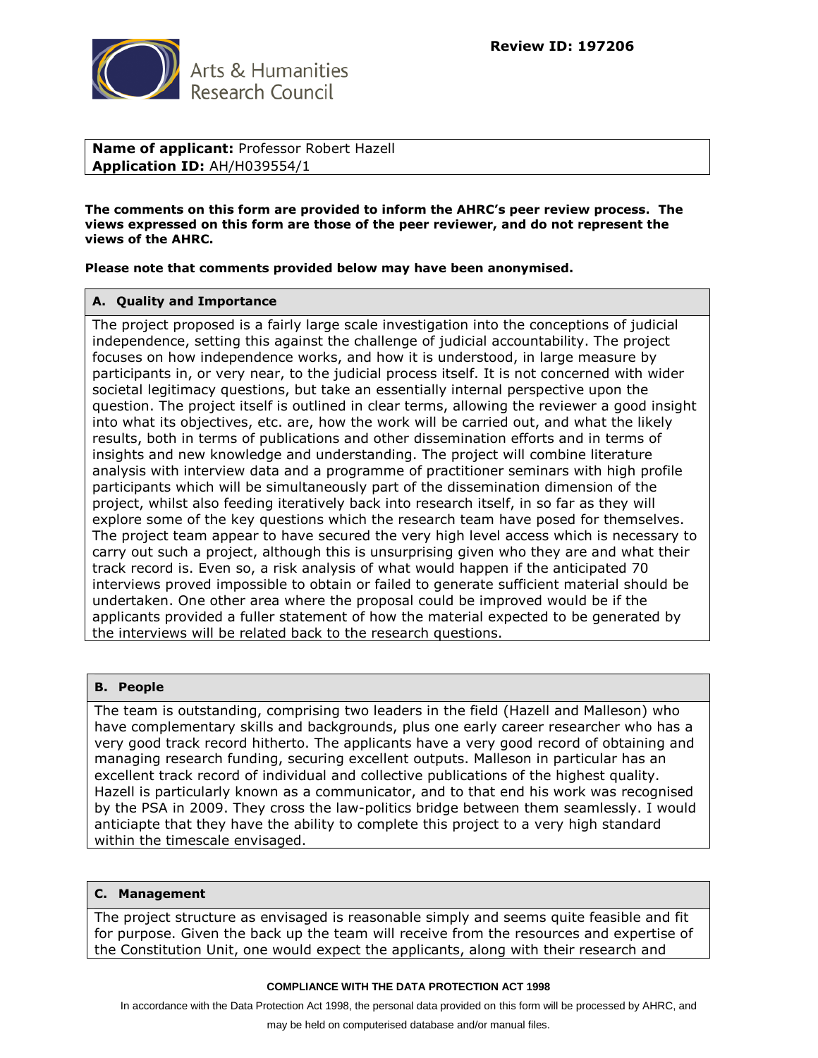**Review ID: 197206**

Arts & Humanities Research Council

| **Name of applicant:** Professor Robert Hazell |
| --- |
| **Application ID:** AH/H039554/1 |

**The comments on this form are provided to inform the AHRC's peer review process. The views expressed on this form are those of the peer reviewer, and do not represent the views of the AHRC.**

**Please note that comments provided below may have been anonymised.**

### A. Quality and Importance

The project proposed is a fairly large scale investigation into the conceptions of judicial independence, setting this against the challenge of judicial accountability. The project focuses on how independence works, and how it is understood, in large measure by participants in, or very near, to the judicial process itself. It is not concerned with wider societal legitimacy questions, but take an essentially internal perspective upon the question. The project itself is outlined in clear terms, allowing the reviewer a good insight into what its objectives, etc. are, how the work will be carried out, and what the likely results, both in terms of publications and other dissemination efforts and in terms of insights and new knowledge and understanding. The project will combine literature analysis with interview data and a programme of practitioner seminars with high profile participants which will be simultaneously part of the dissemination dimension of the project, whilst also feeding iteratively back into research itself, in so far as they will explore some of the key questions which the research team have posed for themselves. The project team appear to have secured the very high level access which is necessary to carry out such a project, although this is unsurprising given who they are and what their track record is. Even so, a risk analysis of what would happen if the anticipated 70 interviews proved impossible to obtain or failed to generate sufficient material should be undertaken. One other area where the proposal could be improved would be if the applicants provided a fuller statement of how the material expected to be generated by the interviews will be related back to the research questions.

### B. People

The team is outstanding, comprising two leaders in the field (Hazell and Malleson) who have complementary skills and backgrounds, plus one early career researcher who has a very good track record hitherto. The applicants have a very good record of obtaining and managing research funding, securing excellent outputs. Malleson in particular has an excellent track record of individual and collective publications of the highest quality. Hazell is particularly known as a communicator, and to that end his work was recognised by the PSA in 2009. They cross the law-politics bridge between them seamlessly. I would anticiapte that they have the ability to complete this project to a very high standard within the timescale envisaged.

### C. Management

The project structure as envisaged is reasonable simply and seems quite feasible and fit for purpose. Given the back up the team will receive from the resources and expertise of the Constitution Unit, one would expect the applicants, along with their research and

**COMPLIANCE WITH THE DATA PROTECTION ACT 1998**

In accordance with the Data Protection Act 1998, the personal data provided on this form will be processed by AHRC, and may be held on computerised database and/or manual files.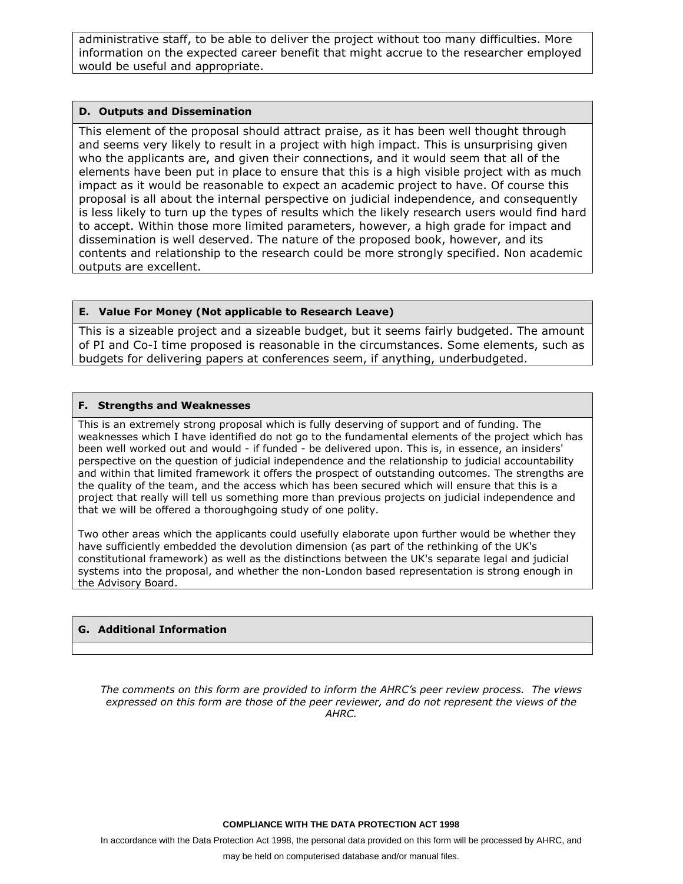administrative staff, to be able to deliver the project without too many difficulties. More information on the expected career benefit that might accrue to the researcher employed would be useful and appropriate.

### D. Outputs and Dissemination

This element of the proposal should attract praise, as it has been well thought through and seems very likely to result in a project with high impact. This is unsurprising given who the applicants are, and given their connections, and it would seem that all of the elements have been put in place to ensure that this is a high visible project with as much impact as it would be reasonable to expect an academic project to have. Of course this proposal is all about the internal perspective on judicial independence, and consequently is less likely to turn up the types of results which the likely research users would find hard to accept. Within those more limited parameters, however, a high grade for impact and dissemination is well deserved. The nature of the proposed book, however, and its contents and relationship to the research could be more strongly specified. Non academic outputs are excellent.

### E. Value For Money (Not applicable to Research Leave)

This is a sizeable project and a sizeable budget, but it seems fairly budgeted. The amount of PI and Co-I time proposed is reasonable in the circumstances. Some elements, such as budgets for delivering papers at conferences seem, if anything, underbudgeted.

### F. Strengths and Weaknesses

This is an extremely strong proposal which is fully deserving of support and of funding. The weaknesses which I have identified do not go to the fundamental elements of the project which has been well worked out and would - if funded - be delivered upon. This is, in essence, an insiders' perspective on the question of judicial independence and the relationship to judicial accountability and within that limited framework it offers the prospect of outstanding outcomes. The strengths are the quality of the team, and the access which has been secured which will ensure that this is a project that really will tell us something more than previous projects on judicial independence and that we will be offered a thoroughgoing study of one polity.

Two other areas which the applicants could usefully elaborate upon further would be whether they have sufficiently embedded the devolution dimension (as part of the rethinking of the UK's constitutional framework) as well as the distinctions between the UK's separate legal and judicial systems into the proposal, and whether the non-London based representation is strong enough in the Advisory Board.

### G. Additional Information

*The comments on this form are provided to inform the AHRC's peer review process. The views expressed on this form are those of the peer reviewer, and do not represent the views of the AHRC.*

**COMPLIANCE WITH THE DATA PROTECTION ACT 1998**

In accordance with the Data Protection Act 1998, the personal data provided on this form will be processed by AHRC, and may be held on computerised database and/or manual files.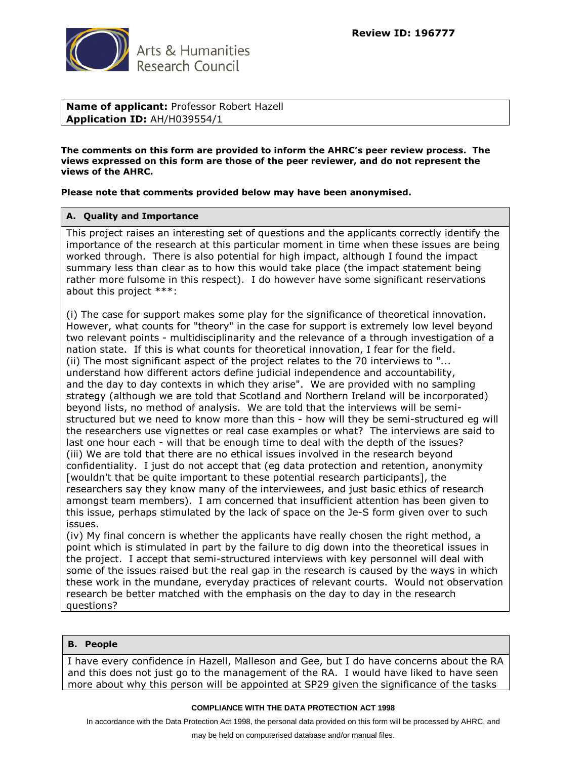**Review ID: 196777**

Arts & Humanities Research Council

| **Name of applicant:** Professor Robert Hazell |
|---|
| **Application ID:** AH/H039554/1 |

**The comments on this form are provided to inform the AHRC's peer review process. The views expressed on this form are those of the peer reviewer, and do not represent the views of the AHRC.**

**Please note that comments provided below may have been anonymised.**

## A. Quality and Importance

This project raises an interesting set of questions and the applicants correctly identify the importance of the research at this particular moment in time when these issues are being worked through. There is also potential for high impact, although I found the impact summary less than clear as to how this would take place (the impact statement being rather more fulsome in this respect). I do however have some significant reservations about this project ***:

(i) The case for support makes some play for the significance of theoretical innovation. However, what counts for "theory" in the case for support is extremely low level beyond two relevant points - multidisciplinarity and the relevance of a through investigation of a nation state. If this is what counts for theoretical innovation, I fear for the field.
(ii) The most significant aspect of the project relates to the 70 interviews to "... understand how different actors define judicial independence and accountability, and the day to day contexts in which they arise". We are provided with no sampling strategy (although we are told that Scotland and Northern Ireland will be incorporated) beyond lists, no method of analysis. We are told that the interviews will be semi-structured but we need to know more than this - how will they be semi-structured eg will the researchers use vignettes or real case examples or what? The interviews are said to last one hour each - will that be enough time to deal with the depth of the issues?
(iii) We are told that there are no ethical issues involved in the research beyond confidentiality. I just do not accept that (eg data protection and retention, anonymity [wouldn't that be quite important to these potential research participants], the researchers say they know many of the interviewees, and just basic ethics of research amongst team members). I am concerned that insufficient attention has been given to this issue, perhaps stimulated by the lack of space on the Je-S form given over to such issues.
(iv) My final concern is whether the applicants have really chosen the right method, a point which is stimulated in part by the failure to dig down into the theoretical issues in the project. I accept that semi-structured interviews with key personnel will deal with some of the issues raised but the real gap in the research is caused by the ways in which these work in the mundane, everyday practices of relevant courts. Would not observation research be better matched with the emphasis on the day to day in the research questions?

## B. People

I have every confidence in Hazell, Malleson and Gee, but I do have concerns about the RA and this does not just go to the management of the RA. I would have liked to have seen more about why this person will be appointed at SP29 given the significance of the tasks

**COMPLIANCE WITH THE DATA PROTECTION ACT 1998**

In accordance with the Data Protection Act 1998, the personal data provided on this form will be processed by AHRC, and may be held on computerised database and/or manual files.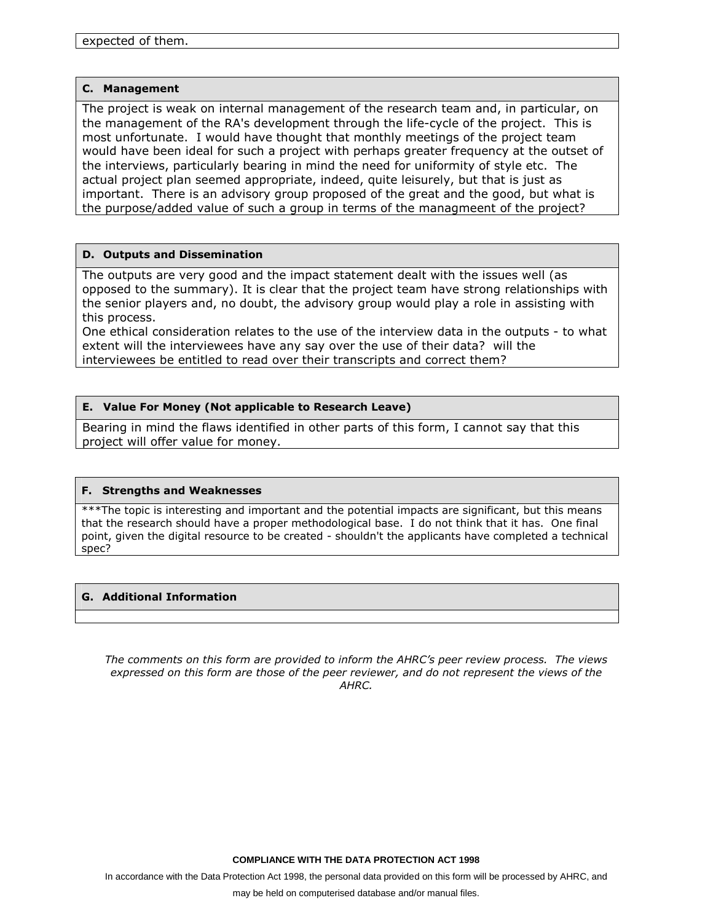expected of them.

### C. Management

The project is weak on internal management of the research team and, in particular, on the management of the RA's development through the life-cycle of the project. This is most unfortunate. I would have thought that monthly meetings of the project team would have been ideal for such a project with perhaps greater frequency at the outset of the interviews, particularly bearing in mind the need for uniformity of style etc. The actual project plan seemed appropriate, indeed, quite leisurely, but that is just as important. There is an advisory group proposed of the great and the good, but what is the purpose/added value of such a group in terms of the managmeent of the project?

### D. Outputs and Dissemination

The outputs are very good and the impact statement dealt with the issues well (as opposed to the summary). It is clear that the project team have strong relationships with the senior players and, no doubt, the advisory group would play a role in assisting with this process.

One ethical consideration relates to the use of the interview data in the outputs - to what extent will the interviewees have any say over the use of their data? will the interviewees be entitled to read over their transcripts and correct them?

### E. Value For Money (Not applicable to Research Leave)

Bearing in mind the flaws identified in other parts of this form, I cannot say that this project will offer value for money.

### F. Strengths and Weaknesses

***The topic is interesting and important and the potential impacts are significant, but this means that the research should have a proper methodological base. I do not think that it has. One final point, given the digital resource to be created - shouldn't the applicants have completed a technical spec?

### G. Additional Information

*The comments on this form are provided to inform the AHRC's peer review process. The views expressed on this form are those of the peer reviewer, and do not represent the views of the AHRC.*

**COMPLIANCE WITH THE DATA PROTECTION ACT 1998**

In accordance with the Data Protection Act 1998, the personal data provided on this form will be processed by AHRC, and may be held on computerised database and/or manual files.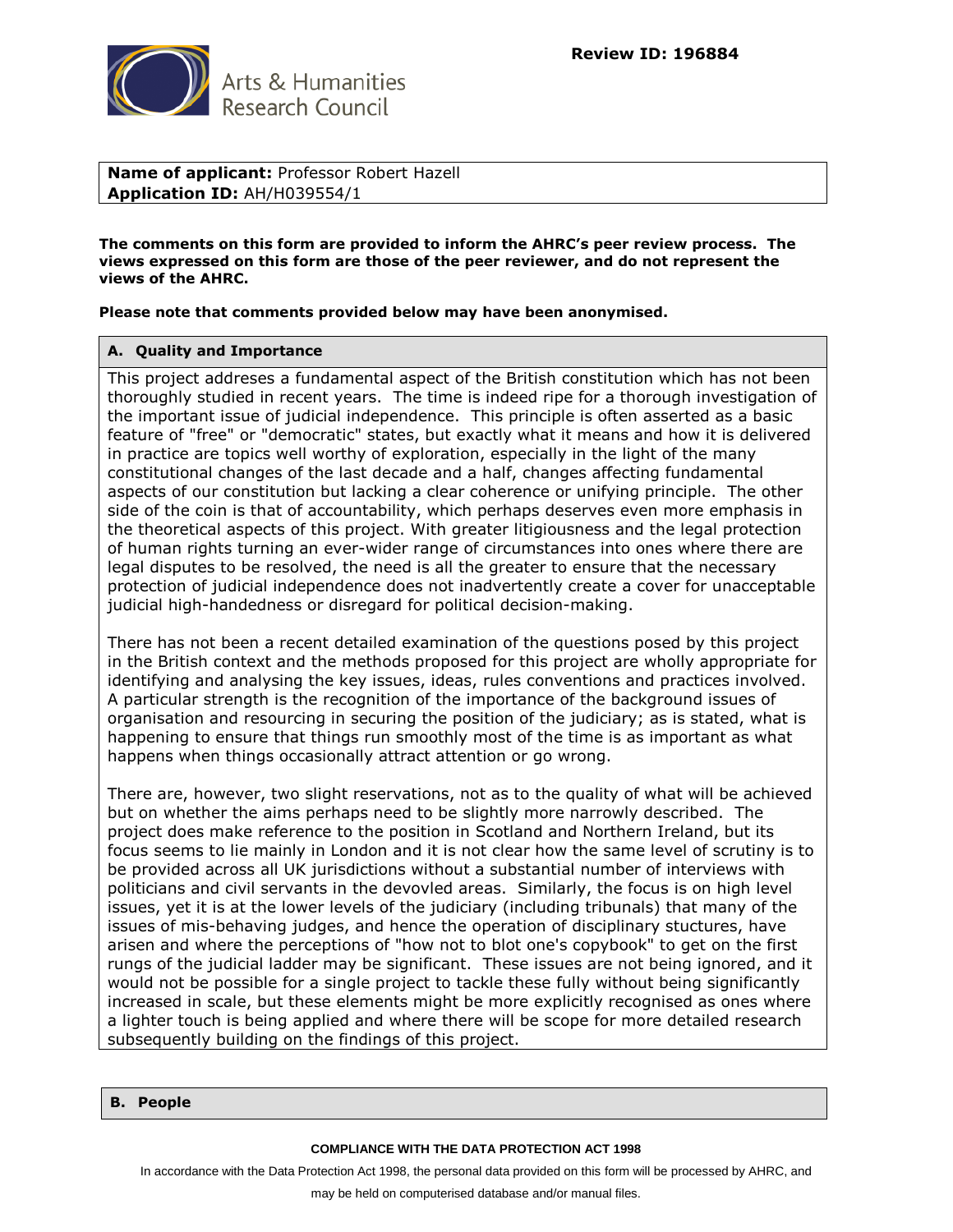**Review ID: 196884**

Arts & Humanities Research Council

**Name of applicant:** Professor Robert Hazell
**Application ID:** AH/H039554/1

**The comments on this form are provided to inform the AHRC's peer review process. The views expressed on this form are those of the peer reviewer, and do not represent the views of the AHRC.**

**Please note that comments provided below may have been anonymised.**

## A. Quality and Importance

This project addresses a fundamental aspect of the British constitution which has not been thoroughly studied in recent years. The time is indeed ripe for a thorough investigation of the important issue of judicial independence. This principle is often asserted as a basic feature of "free" or "democratic" states, but exactly what it means and how it is delivered in practice are topics well worthy of exploration, especially in the light of the many constitutional changes of the last decade and a half, changes affecting fundamental aspects of our constitution but lacking a clear coherence or unifying principle. The other side of the coin is that of accountability, which perhaps deserves even more emphasis in the theoretical aspects of this project. With greater litigiousness and the legal protection of human rights turning an ever-wider range of circumstances into ones where there are legal disputes to be resolved, the need is all the greater to ensure that the necessary protection of judicial independence does not inadvertently create a cover for unacceptable judicial high-handedness or disregard for political decision-making.

There has not been a recent detailed examination of the questions posed by this project in the British context and the methods proposed for this project are wholly appropriate for identifying and analysing the key issues, ideas, rules conventions and practices involved. A particular strength is the recognition of the importance of the background issues of organisation and resourcing in securing the position of the judiciary; as is stated, what is happening to ensure that things run smoothly most of the time is as important as what happens when things occasionally attract attention or go wrong.

There are, however, two slight reservations, not as to the quality of what will be achieved but on whether the aims perhaps need to be slightly more narrowly described. The project does make reference to the position in Scotland and Northern Ireland, but its focus seems to lie mainly in London and it is not clear how the same level of scrutiny is to be provided across all UK jurisdictions without a substantial number of interviews with politicians and civil servants in the devovled areas. Similarly, the focus is on high level issues, yet it is at the lower levels of the judiciary (including tribunals) that many of the issues of mis-behaving judges, and hence the operation of disciplinary stuctures, have arisen and where the perceptions of "how not to blot one's copybook" to get on the first rungs of the judicial ladder may be significant. These issues are not being ignored, and it would not be possible for a single project to tackle these fully without being significantly increased in scale, but these elements might be more explicitly recognised as ones where a lighter touch is being applied and where there will be scope for more detailed research subsequently building on the findings of this project.

## B. People

**COMPLIANCE WITH THE DATA PROTECTION ACT 1998**

In accordance with the Data Protection Act 1998, the personal data provided on this form will be processed by AHRC, and may be held on computerised database and/or manual files.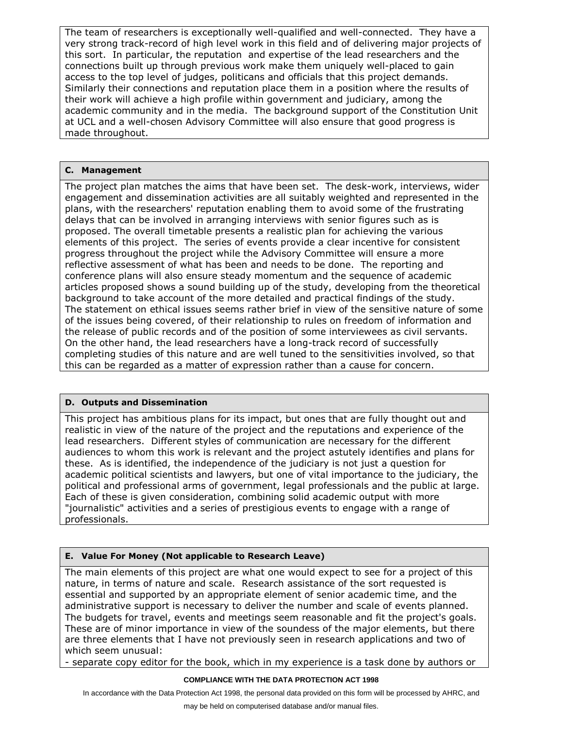The team of researchers is exceptionally well-qualified and well-connected. They have a very strong track-record of high level work in this field and of delivering major projects of this sort. In particular, the reputation and expertise of the lead researchers and the connections built up through previous work make them uniquely well-placed to gain access to the top level of judges, politicans and officials that this project demands. Similarly their connections and reputation place them in a position where the results of their work will achieve a high profile within government and judiciary, among the academic community and in the media. The background support of the Constitution Unit at UCL and a well-chosen Advisory Committee will also ensure that good progress is made throughout.

**C. Management**

The project plan matches the aims that have been set. The desk-work, interviews, wider engagement and dissemination activities are all suitably weighted and represented in the plans, with the researchers' reputation enabling them to avoid some of the frustrating delays that can be involved in arranging interviews with senior figures such as is proposed. The overall timetable presents a realistic plan for achieving the various elements of this project. The series of events provide a clear incentive for consistent progress throughout the project while the Advisory Committee will ensure a more reflective assessment of what has been and needs to be done. The reporting and conference plans will also ensure steady momentum and the sequence of academic articles proposed shows a sound building up of the study, developing from the theoretical background to take account of the more detailed and practical findings of the study.
The statement on ethical issues seems rather brief in view of the sensitive nature of some of the issues being covered, of their relationship to rules on freedom of information and the release of public records and of the position of some interviewees as civil servants. On the other hand, the lead researchers have a long-track record of successfully completing studies of this nature and are well tuned to the sensitivities involved, so that this can be regarded as a matter of expression rather than a cause for concern.

**D. Outputs and Dissemination**

This project has ambitious plans for its impact, but ones that are fully thought out and realistic in view of the nature of the project and the reputations and experience of the lead researchers. Different styles of communication are necessary for the different audiences to whom this work is relevant and the project astutely identifies and plans for these. As is identified, the independence of the judiciary is not just a question for academic political scientists and lawyers, but one of vital importance to the judiciary, the political and professional arms of government, legal professionals and the public at large. Each of these is given consideration, combining solid academic output with more "journalistic" activities and a series of prestigious events to engage with a range of professionals.

**E. Value For Money (Not applicable to Research Leave)**

The main elements of this project are what one would expect to see for a project of this nature, in terms of nature and scale. Research assistance of the sort requested is essential and supported by an appropriate element of senior academic time, and the administrative support is necessary to deliver the number and scale of events planned. The budgets for travel, events and meetings seem reasonable and fit the project's goals. These are of minor importance in view of the soundess of the major elements, but there are three elements that I have not previously seen in research applications and two of which seem unusual:
- separate copy editor for the book, which in my experience is a task done by authors or

**COMPLIANCE WITH THE DATA PROTECTION ACT 1998**

In accordance with the Data Protection Act 1998, the personal data provided on this form will be processed by AHRC, and may be held on computerised database and/or manual files.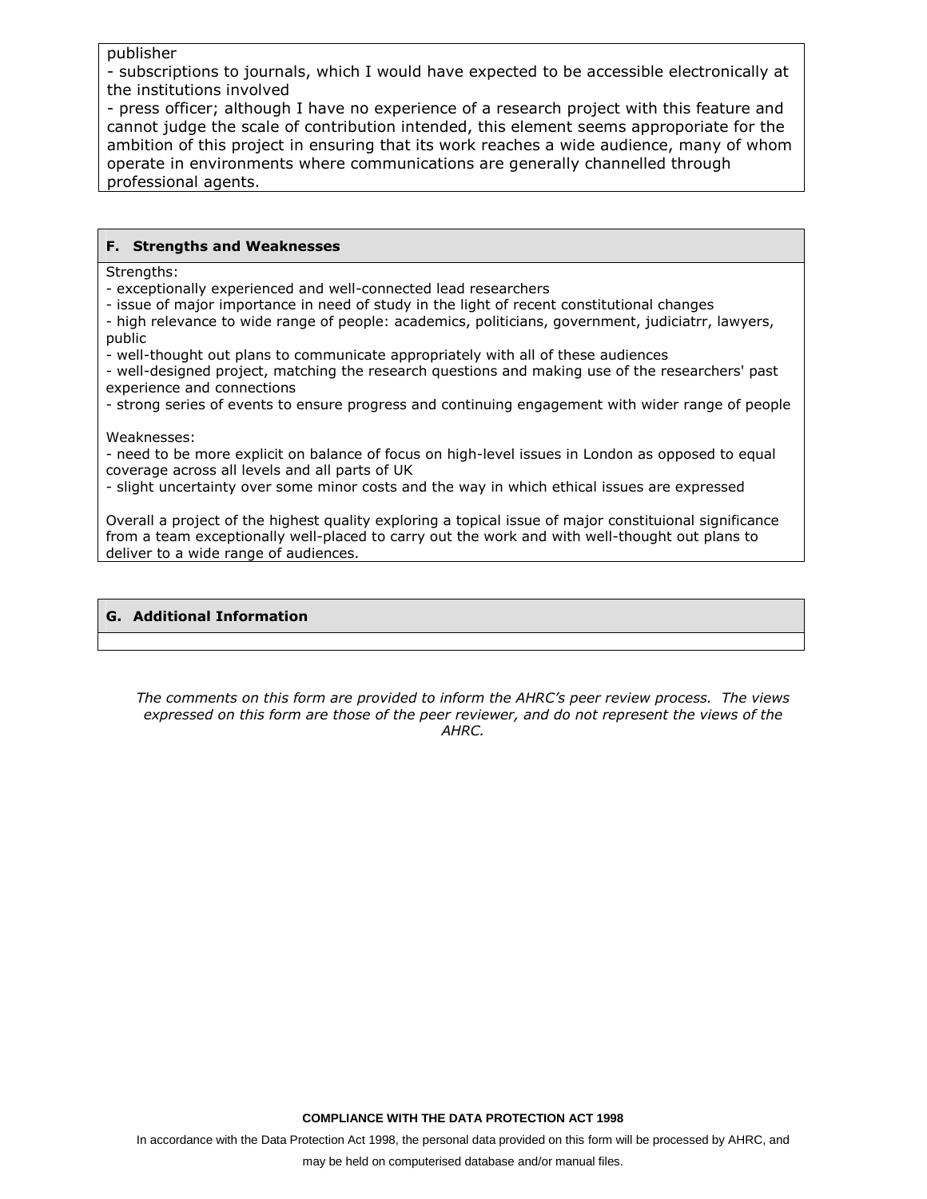publisher
- subscriptions to journals, which I would have expected to be accessible electronically at the institutions involved
- press officer; although I have no experience of a research project with this feature and cannot judge the scale of contribution intended, this element seems approporiate for the ambition of this project in ensuring that its work reaches a wide audience, many of whom operate in environments where communications are generally channelled through professional agents.

## F. Strengths and Weaknesses

Strengths:
- exceptionally experienced and well-connected lead researchers
- issue of major importance in need of study in the light of recent constitutional changes
- high relevance to wide range of people: academics, politicians, government, judiciatrr, lawyers, public
- well-thought out plans to communicate appropriately with all of these audiences
- well-designed project, matching the research questions and making use of the researchers' past experience and connections
- strong series of events to ensure progress and continuing engagement with wider range of people

Weaknesses:
- need to be more explicit on balance of focus on high-level issues in London as opposed to equal coverage across all levels and all parts of UK
- slight uncertainty over some minor costs and the way in which ethical issues are expressed

Overall a project of the highest quality exploring a topical issue of major constituional significance from a team exceptionally well-placed to carry out the work and with well-thought out plans to deliver to a wide range of audiences.

## G. Additional Information

*The comments on this form are provided to inform the AHRC's peer review process. The views expressed on this form are those of the peer reviewer, and do not represent the views of the AHRC.*

**COMPLIANCE WITH THE DATA PROTECTION ACT 1998**

In accordance with the Data Protection Act 1998, the personal data provided on this form will be processed by AHRC, and may be held on computerised database and/or manual files.